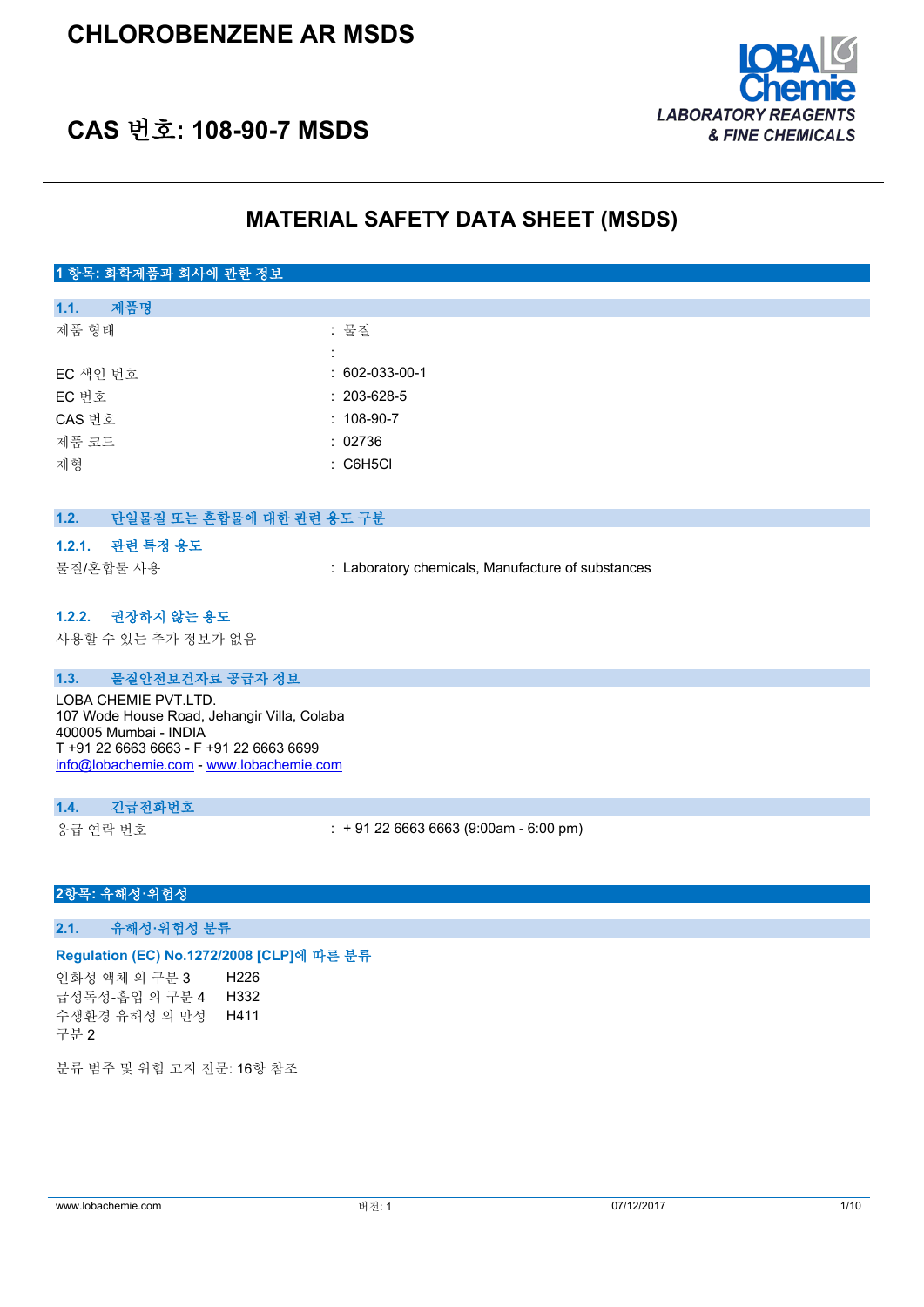# CHLOROBENZENE AR MSDS

# CAS 번호: 108-90-7 MSDS

LOBA Chemie
LABORATORY REAGENTS & FINE CHEMICALS

## MATERIAL SAFETY DATA SHEET (MSDS)

### 1 항목: 화학제품과 회사에 관한 정보

#### 1.1. 제품명

| | |
|---|---|
| 제품 형태 | : 물질 |
| | : |
| EC 색인 번호 | : 602-033-00-1 |
| EC 번호 | : 203-628-5 |
| CAS 번호 | : 108-90-7 |
| 제품 코드 | : 02736 |
| 제형 | : $C_6H_5Cl$ |

#### 1.2. 단일물질 또는 혼합물에 대한 관련 용도 구분

##### 1.2.1. 관련 특정 용도

| | |
|---|---|
| 물질/혼합물 사용 | : Laboratory chemicals, Manufacture of substances |

##### 1.2.2. 권장하지 않는 용도

사용할 수 있는 추가 정보가 없음

#### 1.3. 물질안전보건자료 공급자 정보

LOBA CHEMIE PVT.LTD.
107 Wode House Road, Jehangir Villa, Colaba
400005 Mumbai - INDIA
T +91 22 6663 6663 - F +91 22 6663 6699
info@lobachemie.com - www.lobachemie.com

#### 1.4. 긴급전화번호

| | |
|---|---|
| 응급 연락 번호 | : + 91 22 6663 6663 (9:00am - 6:00 pm) |

### 2항목: 유해성·위험성

#### 2.1. 유해성·위험성 분류

**Regulation (EC) No.1272/2008 [CLP]에 따른 분류**

| | |
|---|---|
| 인화성 액체 의 구분 3 | H226 |
| 급성독성-흡입 의 구분 4 | H332 |
| 수생환경 유해성 의 만성 구분 2 | H411 |

분류 범주 및 위험 고지 전문: 16항 참조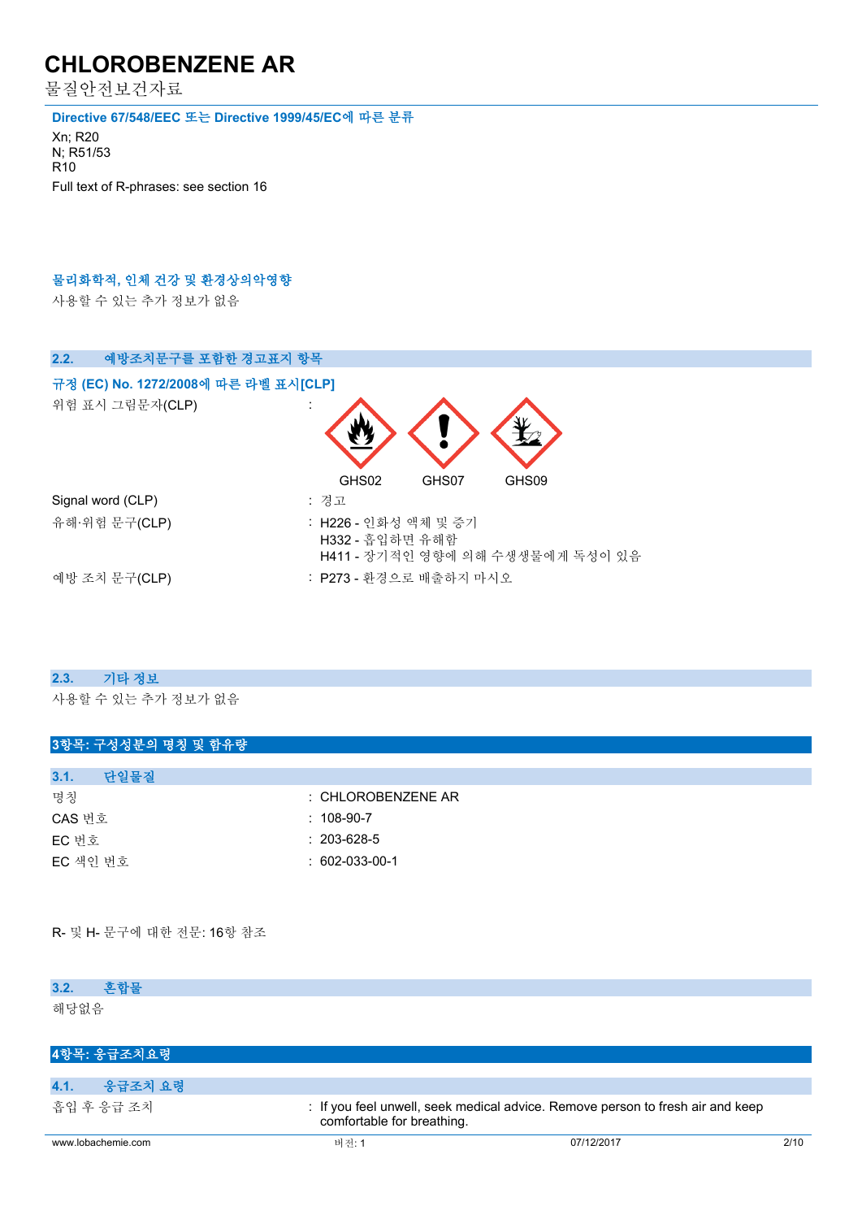#### Directive 67/548/EEC 또는 Directive 1999/45/EC에 따른 분류

Xn; R20
N; R51/53
R10
Full text of R-phrases: see section 16

#### 물리화학적, 인체 건강 및 환경상의악영향

사용할 수 있는 추가 정보가 없음

### 2.2. 예방조치문구를 포함한 경고표지 항목

#### 규정 (EC) No. 1272/2008에 따른 라벨 표시[CLP]

| | |
|---|---|
| 위험 표시 그림문자(CLP) | : GHS02 GHS07 GHS09 |
| Signal word (CLP) | : 경고 |
| 유해·위험 문구(CLP) | : H226 - 인화성 액체 및 증기<br>H332 - 흡입하면 유해함<br>H411 - 장기적인 영향에 의해 수생생물에게 독성이 있음 |
| 예방 조치 문구(CLP) | : P273 - 환경으로 배출하지 마시오 |

### 2.3. 기타 정보

사용할 수 있는 추가 정보가 없음

## 3항목: 구성성분의 명칭 및 함유량

### 3.1. 단일물질

| | |
|---|---|
| 명칭 | : CHLOROBENZENE AR |
| CAS 번호 | : 108-90-7 |
| EC 번호 | : 203-628-5 |
| EC 색인 번호 | : 602-033-00-1 |

R- 및 H- 문구에 대한 전문: 16항 참조

### 3.2. 혼합물

해당없음

## 4항목: 응급조치요령

### 4.1. 응급조치 요령

| | |
|---|---|
| 흡입 후 응급 조치 | : If you feel unwell, seek medical advice. Remove person to fresh air and keep comfortable for breathing. |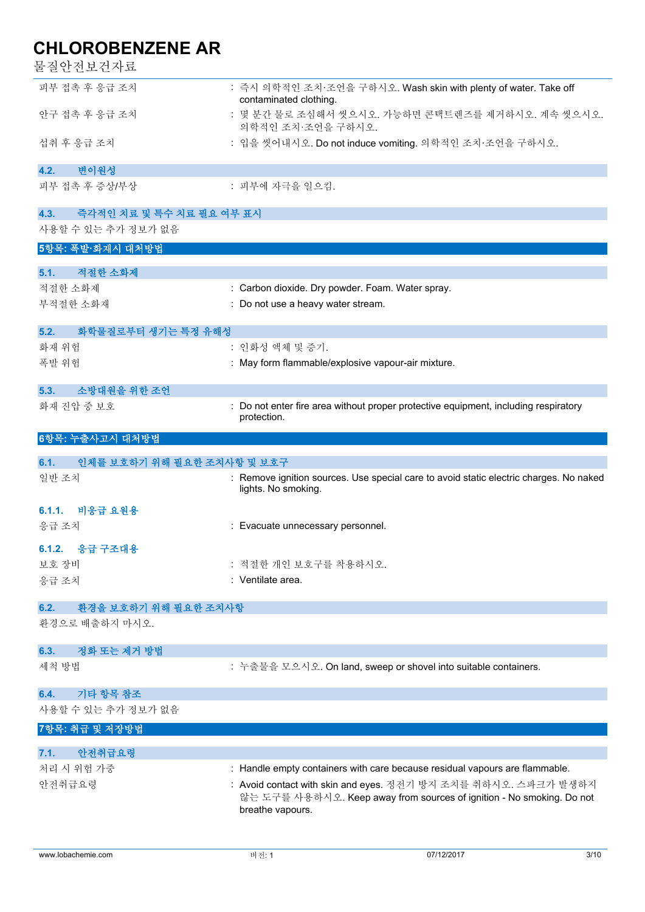| | |
|---|---|
| 피부 접촉 후 응급 조치 | : 즉시 의학적인 조치·조언을 구하시오. Wash skin with plenty of water. Take off contaminated clothing. |
| 안구 접촉 후 응급 조치 | : 몇 분간 물로 조심해서 씻으시오. 가능하면 콘택트렌즈를 제거하시오. 계속 씻으시오. 의학적인 조치·조언을 구하시오. |
| 섭취 후 응급 조치 | : 입을 씻어내시오. Do not induce vomiting. 의학적인 조치·조언을 구하시오. |

### 4.2. 변이원성

| | |
|---|---|
| 피부 접촉 후 증상/부상 | : 피부에 자극을 일으킴. |

### 4.3. 즉각적인 치료 및 특수 치료 필요 여부 표시

사용할 수 있는 추가 정보가 없음

## 5항목: 폭발·화재시 대처방법

### 5.1. 적절한 소화제

| | |
|---|---|
| 적절한 소화재 | : Carbon dioxide. Dry powder. Foam. Water spray. |
| 부적절한 소화재 | : Do not use a heavy water stream. |

### 5.2. 화학물질로부터 생기는 특정 유해성

| | |
|---|---|
| 화재 위험 | : 인화성 액체 및 증기. |
| 폭발 위험 | : May form flammable/explosive vapour-air mixture. |

### 5.3. 소방대원을 위한 조언

| | |
|---|---|
| 화재 진압 중 보호 | : Do not enter fire area without proper protective equipment, including respiratory protection. |

## 6항목: 누출사고시 대처방법

### 6.1. 인체를 보호하기 위해 필요한 조치사항 및 보호구

| | |
|---|---|
| 일반 조치 | : Remove ignition sources. Use special care to avoid static electric charges. No naked lights. No smoking. |

#### 6.1.1. 비응급 요원용

| | |
|---|---|
| 응급 조치 | : Evacuate unnecessary personnel. |

#### 6.1.2. 응급 구조대용

| | |
|---|---|
| 보호 장비 | : 적절한 개인 보호구를 착용하시오. |
| 응급 조치 | : Ventilate area. |

### 6.2. 환경을 보호하기 위해 필요한 조치사항

환경으로 배출하지 마시오.

### 6.3. 정화 또는 제거 방법

| | |
|---|---|
| 세척 방법 | : 누출물을 모으시오. On land, sweep or shovel into suitable containers. |

### 6.4. 기타 항목 참조

사용할 수 있는 추가 정보가 없음

## 7항목: 취급 및 저장방법

### 7.1. 안전취급요령

| | |
|---|---|
| 처리 시 위험 가중 | : Handle empty containers with care because residual vapours are flammable. |
| 안전취급요령 | : Avoid contact with skin and eyes. 정전기 방지 조치를 취하시오. 스파크가 발생하지 않는 도구를 사용하시오. Keep away from sources of ignition - No smoking. Do not breathe vapours. |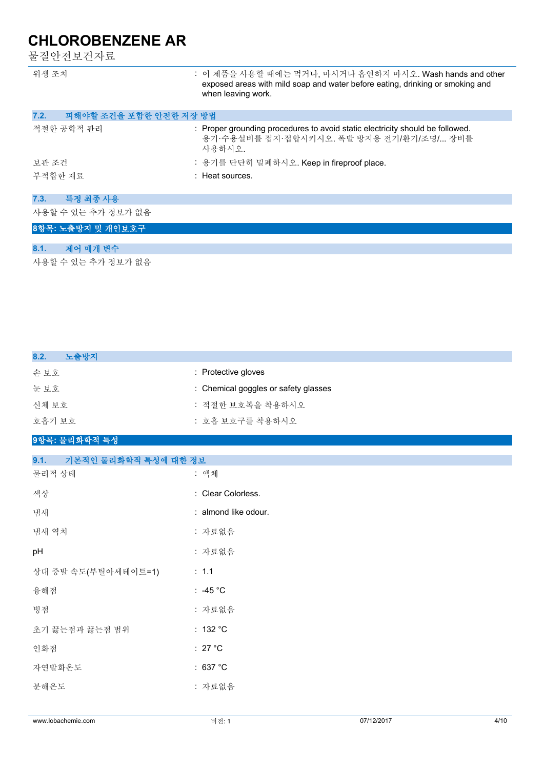| | |
|---|---|
| 위생 조치 | : 이 제품을 사용할 때에는 먹거나, 마시거나 흡연하지 마시오. Wash hands and other exposed areas with mild soap and water before eating, drinking or smoking and when leaving work. |

### 7.2. 피해야할 조건을 포함한 안전한 저장 방법

| | |
|---|---|
| 적절한 공학적 관리 | : Proper grounding procedures to avoid static electricity should be followed. 용기·수용설비를 접지·접합시키시오. 폭발 방지용 전기/환기/조명/... 장비를 사용하시오. |
| 보관 조건 | : 용기를 단단히 밀폐하시오. Keep in fireproof place. |
| 부적합한 재료 | : Heat sources. |

### 7.3. 특정 최종 사용

사용할 수 있는 추가 정보가 없음

## 8항목: 노출방지 및 개인보호구

### 8.1. 제어 매개 변수

사용할 수 있는 추가 정보가 없음

### 8.2. 노출방지

| | |
|---|---|
| 손 보호 | : Protective gloves |
| 눈 보호 | : Chemical goggles or safety glasses |
| 신체 보호 | : 적절한 보호복을 착용하시오 |
| 호흡기 보호 | : 호흡 보호구를 착용하시오 |

## 9항목: 물리화학적 특성

### 9.1. 기본적인 물리화학적 특성에 대한 정보

| | |
|---|---|
| 물리적 상태 | : 액체 |
| 색상 | : Clear Colorless. |
| 냄새 | : almond like odour. |
| 냄새 역치 | : 자료없음 |
| pH | : 자료없음 |
| 상대 증발 속도(부틸아세테이트=1) | : 1.1 |
| 융해점 | : -45 °C |
| 빙점 | : 자료없음 |
| 초기 끓는점과 끓는점 범위 | : 132 °C |
| 인화점 | : 27 °C |
| 자연발화온도 | : 637 °C |
| 분해온도 | : 자료없음 |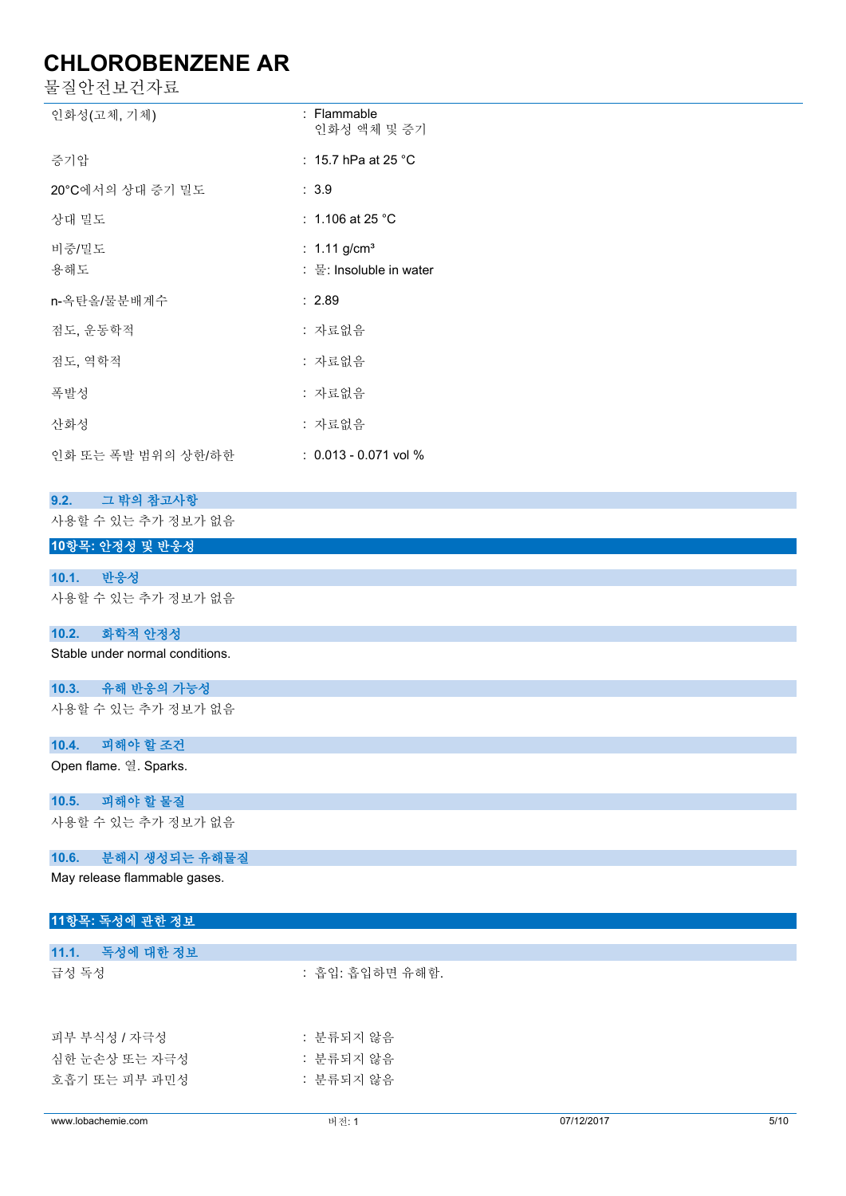| | |
|---|---|
| 인화성(고체, 기체) | : Flammable<br>인화성 액체 및 증기 |
| 증기압 | : 15.7 hPa at 25 °C |
| 20°C에서의 상대 증기 밀도 | : 3.9 |
| 상대 밀도 | : 1.106 at 25 °C |
| 비중/밀도 | : 1.11 g/cm³ |
| 용해도 | : 물: Insoluble in water |
| n-옥탄올/물분배계수 | : 2.89 |
| 점도, 운동학적 | : 자료없음 |
| 점도, 역학적 | : 자료없음 |
| 폭발성 | : 자료없음 |
| 산화성 | : 자료없음 |
| 인화 또는 폭발 범위의 상한/하한 | : 0.013 - 0.071 vol % |

### 9.2. 그 밖의 참고사항

사용할 수 있는 추가 정보가 없음

## 10항목: 안정성 및 반응성

### 10.1. 반응성

사용할 수 있는 추가 정보가 없음

### 10.2. 화학적 안정성

Stable under normal conditions.

### 10.3. 유해 반응의 가능성

사용할 수 있는 추가 정보가 없음

### 10.4. 피해야 할 조건

Open flame. 열. Sparks.

### 10.5. 피해야 할 물질

사용할 수 있는 추가 정보가 없음

### 10.6. 분해시 생성되는 유해물질

May release flammable gases.

## 11항목: 독성에 관한 정보

### 11.1. 독성에 대한 정보

| | |
|---|---|
| 급성 독성 | : 흡입: 흡입하면 유해함. |
| 피부 부식성 / 자극성 | : 분류되지 않음 |
| 심한 눈손상 또는 자극성 | : 분류되지 않음 |
| 호흡기 또는 피부 과민성 | : 분류되지 않음 |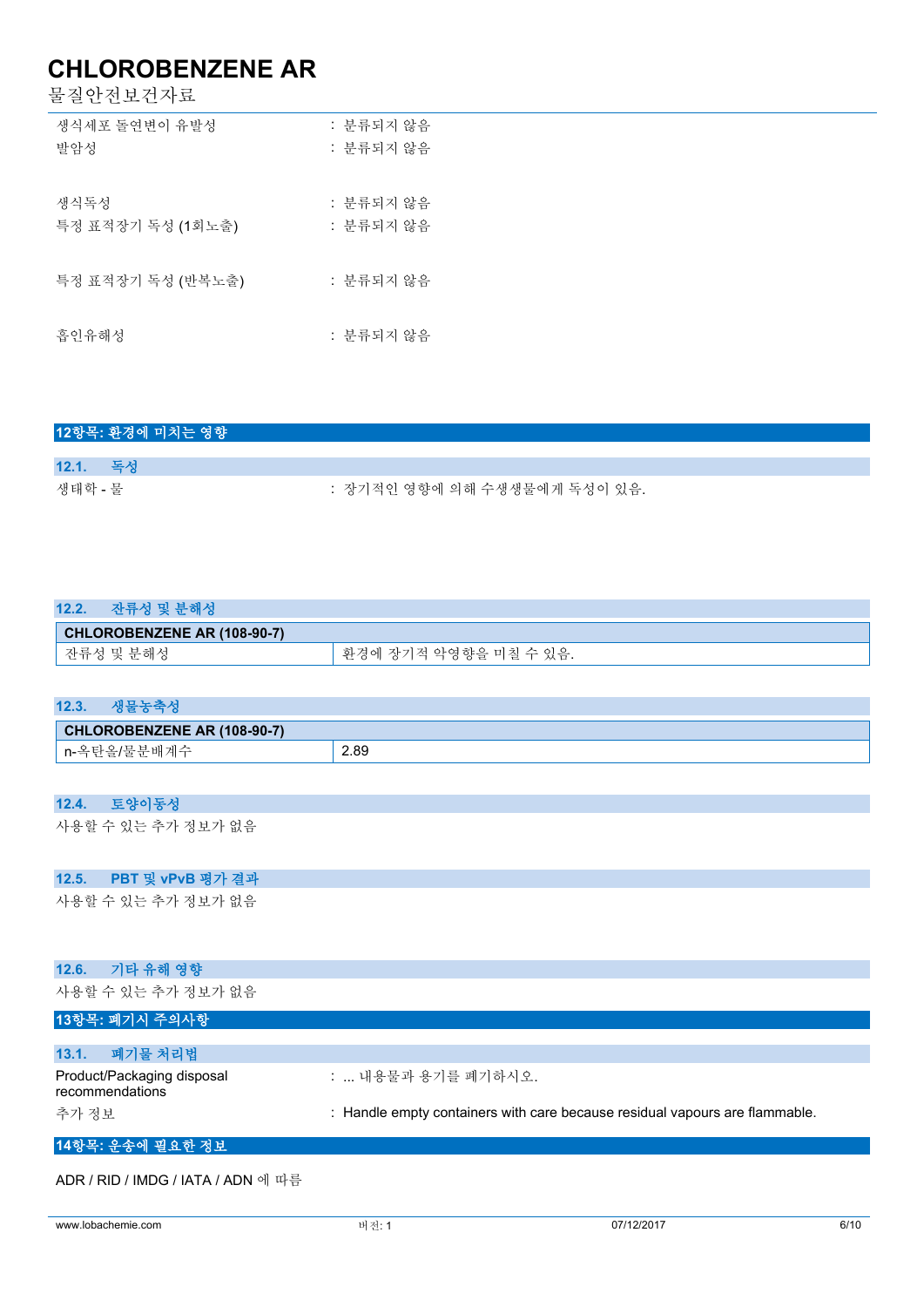생식세포 돌연변이 유발성 : 분류되지 않음

발암성 : 분류되지 않음

생식독성 : 분류되지 않음

특정 표적장기 독성 (1회노출) : 분류되지 않음

특정 표적장기 독성 (반복노출) : 분류되지 않음

흡인유해성 : 분류되지 않음

## 12항목: 환경에 미치는 영향

### 12.1. 독성

생태학 - 물 : 장기적인 영향에 의해 수생생물에게 독성이 있음.

### 12.2. 잔류성 및 분해성

| CHLOROBENZENE AR (108-90-7) | |
|---|---|
| 잔류성 및 분해성 | 환경에 장기적 악영향을 미칠 수 있음. |

### 12.3. 생물농축성

| CHLOROBENZENE AR (108-90-7) | |
|---|---|
| n-옥탄올/물분배계수 | 2.89 |

### 12.4. 토양이동성

사용할 수 있는 추가 정보가 없음

### 12.5. PBT 및 vPvB 평가 결과

사용할 수 있는 추가 정보가 없음

### 12.6. 기타 유해 영향

사용할 수 있는 추가 정보가 없음

## 13항목: 폐기시 주의사항

### 13.1. 폐기물 처리법

Product/Packaging disposal recommendations : ... 내용물과 용기를 폐기하시오.

추가 정보 : Handle empty containers with care because residual vapours are flammable.

## 14항목: 운송에 필요한 정보

ADR / RID / IMDG / IATA / ADN 에 따름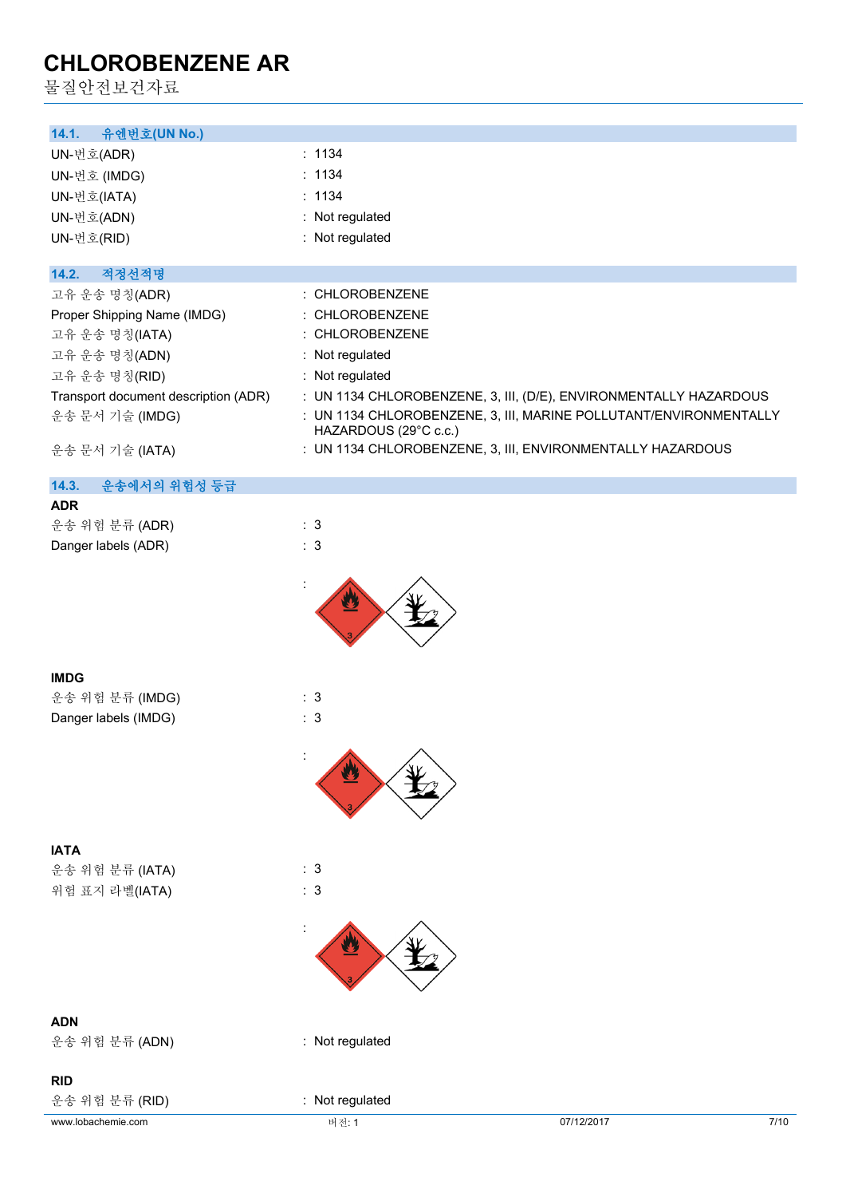# CHLOROBENZENE AR
물질안전보건자료

### 14.1. 유엔번호(UN No.)

| | |
|---|---|
| UN-번호(ADR) | : 1134 |
| UN-번호 (IMDG) | : 1134 |
| UN-번호(IATA) | : 1134 |
| UN-번호(ADN) | : Not regulated |
| UN-번호(RID) | : Not regulated |

### 14.2. 적정선적명

| | |
|---|---|
| 고유 운송 명칭(ADR) | : CHLOROBENZENE |
| Proper Shipping Name (IMDG) | : CHLOROBENZENE |
| 고유 운송 명칭(IATA) | : CHLOROBENZENE |
| 고유 운송 명칭(ADN) | : Not regulated |
| 고유 운송 명칭(RID) | : Not regulated |
| Transport document description (ADR) | : UN 1134 CHLOROBENZENE, 3, III, (D/E), ENVIRONMENTALLY HAZARDOUS |
| 운송 문서 기술 (IMDG) | : UN 1134 CHLOROBENZENE, 3, III, MARINE POLLUTANT/ENVIRONMENTALLY HAZARDOUS (29°C c.c.) |
| 운송 문서 기술 (IATA) | : UN 1134 CHLOROBENZENE, 3, III, ENVIRONMENTALLY HAZARDOUS |

### 14.3. 운송에서의 위험성 등급

**ADR**

| | |
|---|---|
| 운송 위험 분류 (ADR) | : 3 |
| Danger labels (ADR) | : 3 |

:

**IMDG**

| | |
|---|---|
| 운송 위험 분류 (IMDG) | : 3 |
| Danger labels (IMDG) | : 3 |

:

**IATA**

| | |
|---|---|
| 운송 위험 분류 (IATA) | : 3 |
| 위험 표지 라벨(IATA) | : 3 |

:

**ADN**

| | |
|---|---|
| 운송 위험 분류 (ADN) | : Not regulated |

**RID**

| | |
|---|---|
| 운송 위험 분류 (RID) | : Not regulated |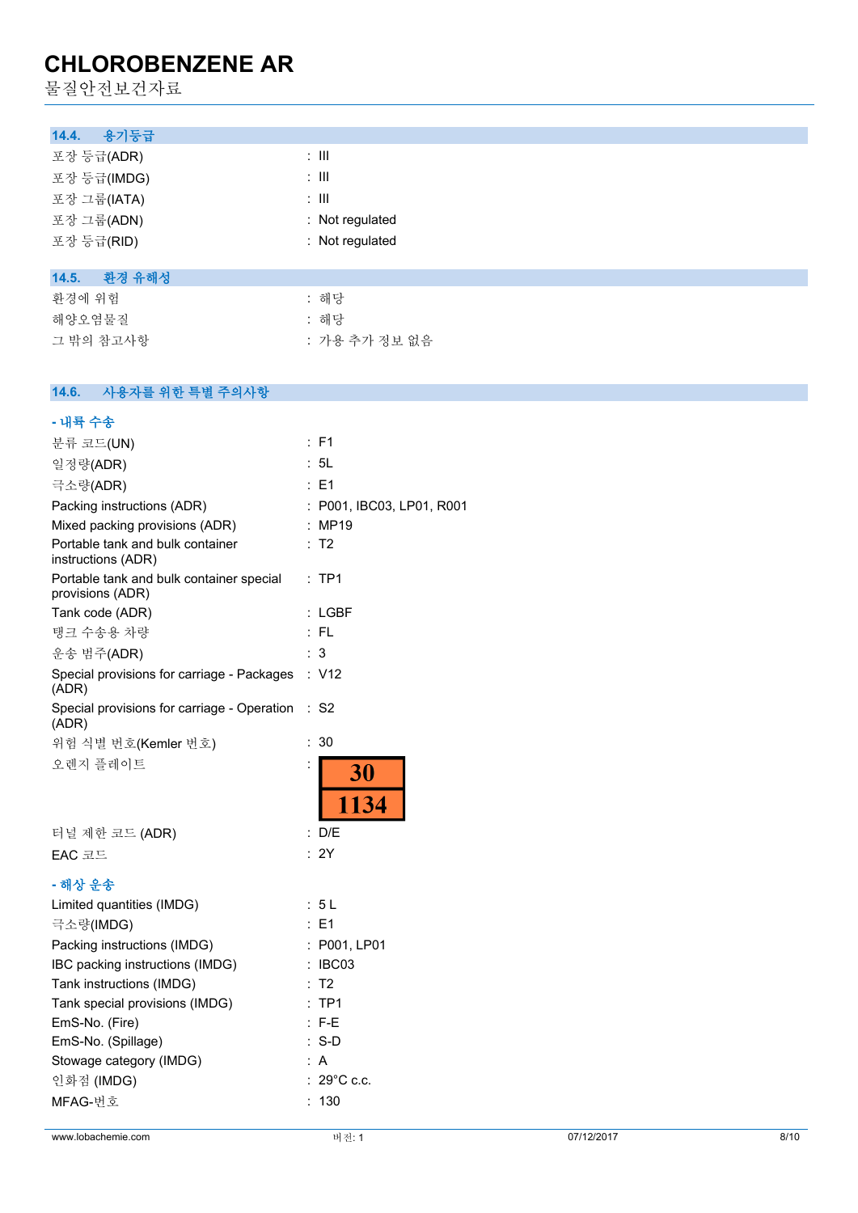### 14.4. 용기등급

| | |
|---|---|
| 포장 등급(ADR) | : III |
| 포장 등급(IMDG) | : III |
| 포장 그룹(IATA) | : III |
| 포장 그룹(ADN) | : Not regulated |
| 포장 등급(RID) | : Not regulated |

### 14.5. 환경 유해성

| | |
|---|---|
| 환경에 위험 | : 해당 |
| 해양오염물질 | : 해당 |
| 그 밖의 참고사항 | : 가용 추가 정보 없음 |

### 14.6. 사용자를 위한 특별 주의사항

**- 내륙 수송**

| | |
|---|---|
| 분류 코드(UN) | : F1 |
| 일정량(ADR) | : 5L |
| 극소량(ADR) | : E1 |
| Packing instructions (ADR) | : P001, IBC03, LP01, R001 |
| Mixed packing provisions (ADR) | : MP19 |
| Portable tank and bulk container instructions (ADR) | : T2 |
| Portable tank and bulk container special provisions (ADR) | : TP1 |
| Tank code (ADR) | : LGBF |
| 탱크 수송용 차량 | : FL |
| 운송 범주(ADR) | : 3 |
| Special provisions for carriage - Packages (ADR) | : V12 |
| Special provisions for carriage - Operation (ADR) | : S2 |
| 위험 식별 번호(Kemler 번호) | : 30 |
| 오렌지 플레이트 | : 30 / 1134 |
| 터널 제한 코드 (ADR) | : D/E |
| EAC 코드 | : 2Y |

**- 해상 운송**

| | |
|---|---|
| Limited quantities (IMDG) | : 5 L |
| 극소량(IMDG) | : E1 |
| Packing instructions (IMDG) | : P001, LP01 |
| IBC packing instructions (IMDG) | : IBC03 |
| Tank instructions (IMDG) | : T2 |
| Tank special provisions (IMDG) | : TP1 |
| EmS-No. (Fire) | : F-E |
| EmS-No. (Spillage) | : S-D |
| Stowage category (IMDG) | : A |
| 인화점 (IMDG) | : 29°C c.c. |
| MFAG-번호 | : 130 |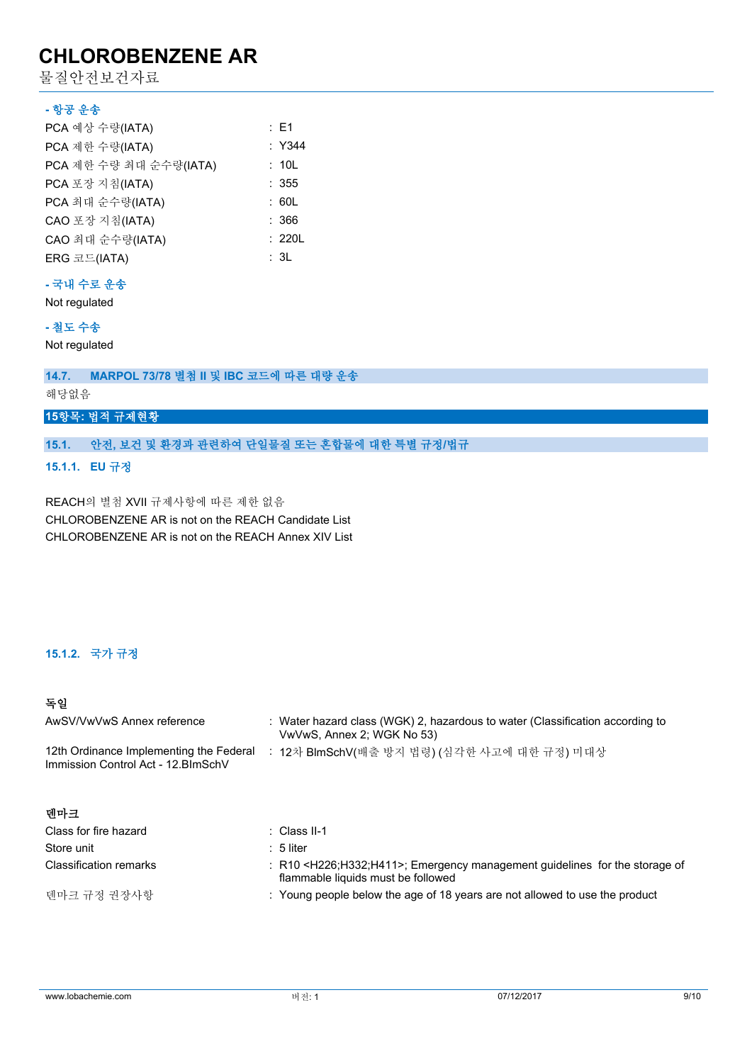**- 항공 운송**

| | |
|---|---|
| PCA 예상 수량(IATA) | : E1 |
| PCA 제한 수량(IATA) | : Y344 |
| PCA 제한 수량 최대 순수량(IATA) | : 10L |
| PCA 포장 지침(IATA) | : 355 |
| PCA 최대 순수량(IATA) | : 60L |
| CAO 포장 지침(IATA) | : 366 |
| CAO 최대 순수량(IATA) | : 220L |
| ERG 코드(IATA) | : 3L |

**- 국내 수로 운송**

Not regulated

**- 철도 수송**

Not regulated

### 14.7. MARPOL 73/78 별첨 II 및 IBC 코드에 따른 대량 운송

해당없음

## 15항목: 법적 규제현황

### 15.1. 안전, 보건 및 환경과 관련하여 단일물질 또는 혼합물에 대한 특별 규정/법규

#### 15.1.1. EU 규정

REACH의 별첨 XVII 규제사항에 따른 제한 없음
CHLOROBENZENE AR is not on the REACH Candidate List
CHLOROBENZENE AR is not on the REACH Annex XIV List

#### 15.1.2. 국가 규정

**독일**

| | |
|---|---|
| AwSV/VwVwS Annex reference | : Water hazard class (WGK) 2, hazardous to water (Classification according to VwVwS, Annex 2; WGK No 53) |
| 12th Ordinance Implementing the Federal Immission Control Act - 12.BImSchV | : 12차 BImSchV(배출 방지 법령) (심각한 사고에 대한 규정) 미대상 |

**덴마크**

| | |
|---|---|
| Class for fire hazard | : Class II-1 |
| Store unit | : 5 liter |
| Classification remarks | : R10 <H226;H332;H411>; Emergency management guidelines for the storage of flammable liquids must be followed |
| 덴마크 규정 권장사항 | : Young people below the age of 18 years are not allowed to use the product |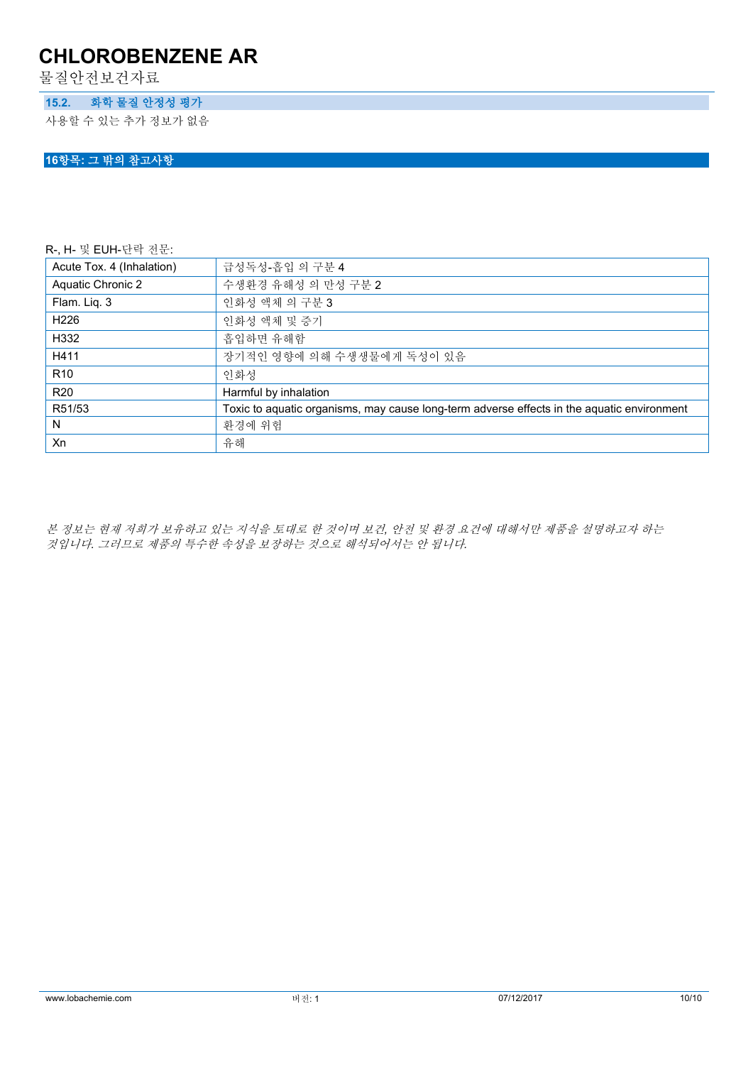### 15.2. 화학 물질 안정성 평가

사용할 수 있는 추가 정보가 없음

## 16항목: 그 밖의 참고사항

R-, H- 및 EUH-단락 전문:

| | |
|---|---|
| Acute Tox. 4 (Inhalation) | 급성독성-흡입 의 구분 4 |
| Aquatic Chronic 2 | 수생환경 유해성 의 만성 구분 2 |
| Flam. Liq. 3 | 인화성 액체 의 구분 3 |
| H226 | 인화성 액체 및 증기 |
| H332 | 흡입하면 유해함 |
| H411 | 장기적인 영향에 의해 수생생물에게 독성이 있음 |
| R10 | 인화성 |
| R20 | Harmful by inhalation |
| R51/53 | Toxic to aquatic organisms, may cause long-term adverse effects in the aquatic environment |
| N | 환경에 위험 |
| Xn | 유해 |

*본 정보는 현재 저희가 보유하고 있는 지식을 토대로 한 것이며 보건, 안전 및 환경 요건에 대해서만 제품을 설명하고자 하는 것입니다. 그러므로 제품의 특수한 속성을 보장하는 것으로 해석되어서는 안 됩니다.*